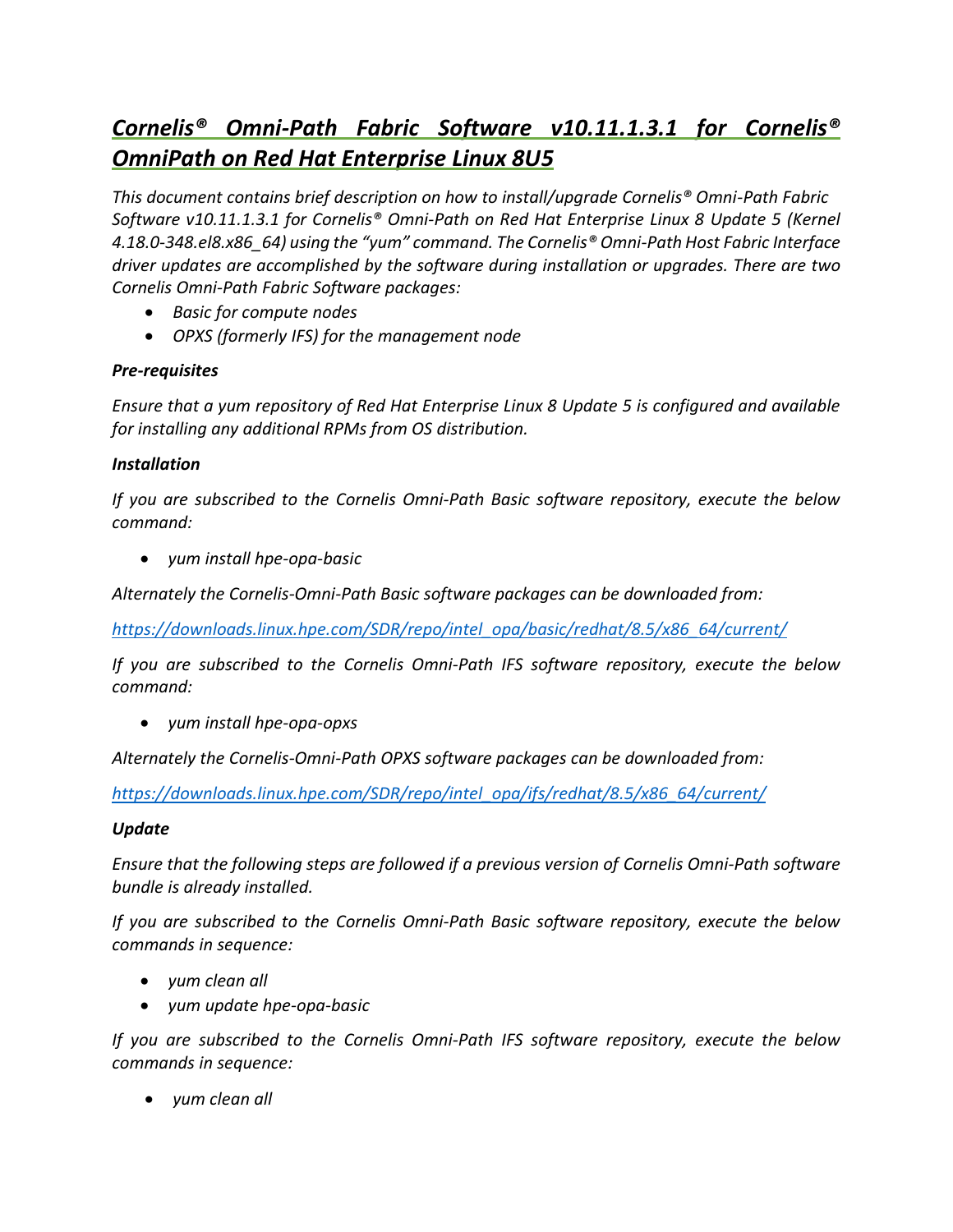# *Cornelis® Omni-Path Fabric Software v10.11.1.3.1 for Cornelis® OmniPath on Red Hat Enterprise Linux 8U5*

*This document contains brief description on how to install/upgrade Cornelis® Omni-Path Fabric Software v10.11.1.3.1 for Cornelis® Omni-Path on Red Hat Enterprise Linux 8 Update 5 (Kernel 4.18.0-348.el8.x86_64) using the "yum" command. The Cornelis® Omni-Path Host Fabric Interface driver updates are accomplished by the software during installation or upgrades. There are two Cornelis Omni-Path Fabric Software packages:*

- *Basic for compute nodes*
- *OPXS (formerly IFS) for the management node*

***Pre-requisites***

*Ensure that a yum repository of Red Hat Enterprise Linux 8 Update 5 is configured and available for installing any additional RPMs from OS distribution.*

***Installation***

*If you are subscribed to the Cornelis Omni-Path Basic software repository, execute the below command:*

- *yum install hpe-opa-basic*

*Alternately the Cornelis-Omni-Path Basic software packages can be downloaded from:*

*https://downloads.linux.hpe.com/SDR/repo/intel_opa/basic/redhat/8.5/x86_64/current/*

*If you are subscribed to the Cornelis Omni-Path IFS software repository, execute the below command:*

- *yum install hpe-opa-opxs*

*Alternately the Cornelis-Omni-Path OPXS software packages can be downloaded from:*

*https://downloads.linux.hpe.com/SDR/repo/intel_opa/ifs/redhat/8.5/x86_64/current/*

***Update***

*Ensure that the following steps are followed if a previous version of Cornelis Omni-Path software bundle is already installed.*

*If you are subscribed to the Cornelis Omni-Path Basic software repository, execute the below commands in sequence:*

- *yum clean all*
- *yum update hpe-opa-basic*

*If you are subscribed to the Cornelis Omni-Path IFS software repository, execute the below commands in sequence:*

- *yum clean all*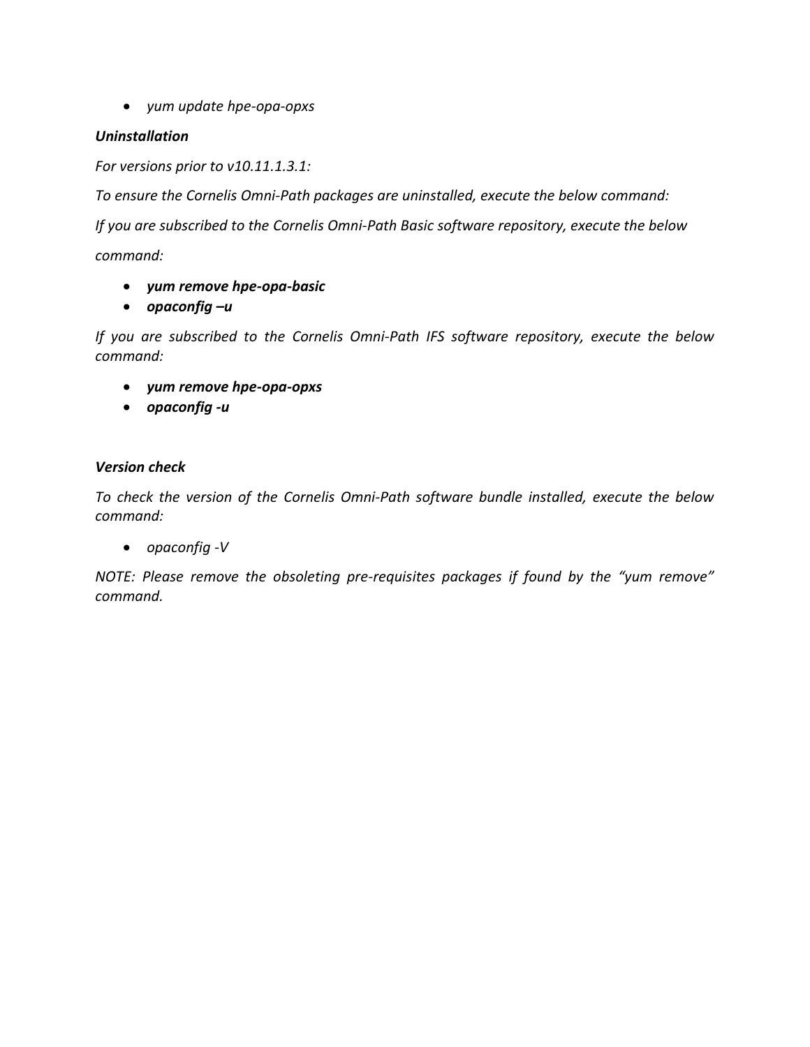- *yum update hpe-opa-opxs*

***Uninstallation***

*For versions prior to v10.11.1.3.1:*

*To ensure the Cornelis Omni-Path packages are uninstalled, execute the below command:*

*If you are subscribed to the Cornelis Omni-Path Basic software repository, execute the below command:*

- ***yum remove hpe-opa-basic***
- ***opaconfig –u***

*If you are subscribed to the Cornelis Omni-Path IFS software repository, execute the below command:*

- ***yum remove hpe-opa-opxs***
- ***opaconfig -u***

***Version check***

*To check the version of the Cornelis Omni-Path software bundle installed, execute the below command:*

- *opaconfig -V*

*NOTE: Please remove the obsoleting pre-requisites packages if found by the "yum remove" command.*